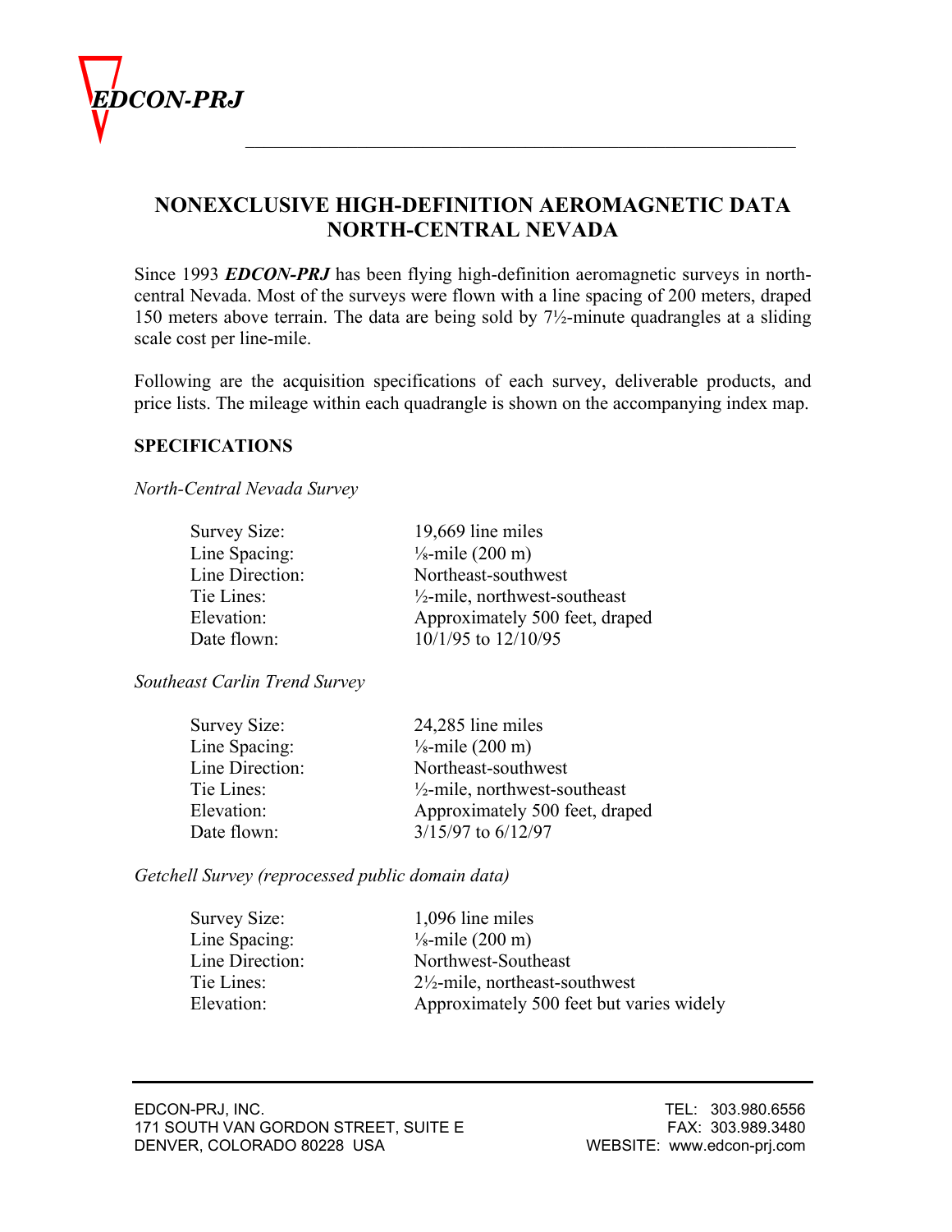**EDCON-PRJ**

# NONEXCLUSIVE HIGH-DEFINITION AEROMAGNETIC DATA NORTH-CENTRAL NEVADA

Since 1993 ***EDCON-PRJ*** has been flying high-definition aeromagnetic surveys in north-central Nevada. Most of the surveys were flown with a line spacing of 200 meters, draped 150 meters above terrain. The data are being sold by 7½-minute quadrangles at a sliding scale cost per line-mile.

Following are the acquisition specifications of each survey, deliverable products, and price lists. The mileage within each quadrangle is shown on the accompanying index map.

## SPECIFICATIONS

*North-Central Nevada Survey*

| | |
|---|---|
| Survey Size: | 19,669 line miles |
| Line Spacing: | ⅛-mile (200 m) |
| Line Direction: | Northeast-southwest |
| Tie Lines: | ½-mile, northwest-southeast |
| Elevation: | Approximately 500 feet, draped |
| Date flown: | 10/1/95 to 12/10/95 |

*Southeast Carlin Trend Survey*

| | |
|---|---|
| Survey Size: | 24,285 line miles |
| Line Spacing: | ⅛-mile (200 m) |
| Line Direction: | Northeast-southwest |
| Tie Lines: | ½-mile, northwest-southeast |
| Elevation: | Approximately 500 feet, draped |
| Date flown: | 3/15/97 to 6/12/97 |

*Getchell Survey (reprocessed public domain data)*

| | |
|---|---|
| Survey Size: | 1,096 line miles |
| Line Spacing: | ⅛-mile (200 m) |
| Line Direction: | Northwest-Southeast |
| Tie Lines: | 2½-mile, northeast-southwest |
| Elevation: | Approximately 500 feet but varies widely |

EDCON-PRJ, INC.
171 SOUTH VAN GORDON STREET, SUITE E
DENVER, COLORADO 80228 USA

TEL: 303.980.6556
FAX: 303.989.3480
WEBSITE: www.edcon-prj.com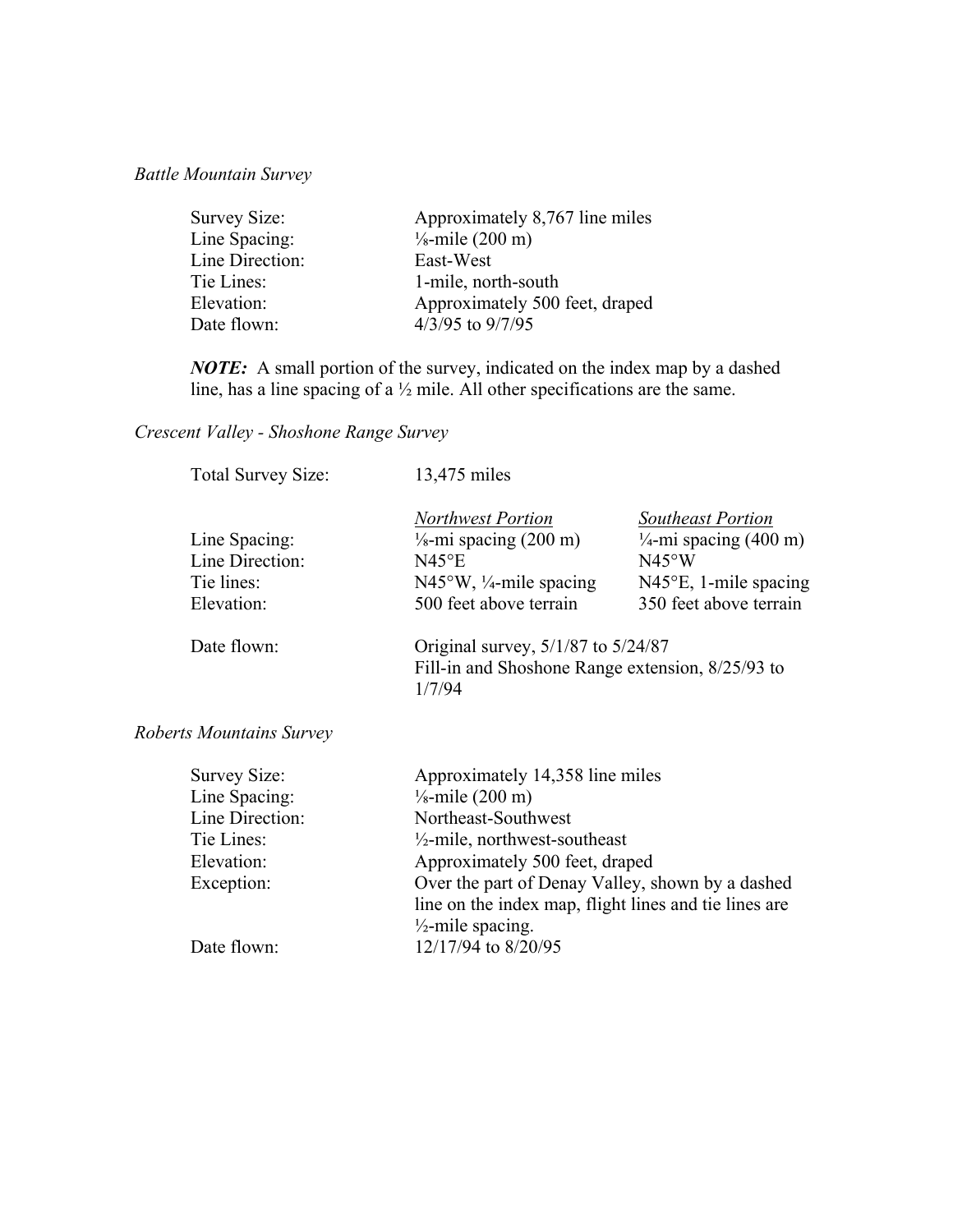*Battle Mountain Survey*

| | |
|---|---|
| Survey Size: | Approximately 8,767 line miles |
| Line Spacing: | ⅛-mile (200 m) |
| Line Direction: | East-West |
| Tie Lines: | 1-mile, north-south |
| Elevation: | Approximately 500 feet, draped |
| Date flown: | 4/3/95 to 9/7/95 |

***NOTE:*** A small portion of the survey, indicated on the index map by a dashed line, has a line spacing of a ½ mile. All other specifications are the same.

*Crescent Valley - Shoshone Range Survey*

| | | |
|---|---|---|
| Total Survey Size: | 13,475 miles | |
| | *Northwest Portion* | *Southeast Portion* |
| Line Spacing: | ⅛-mi spacing (200 m) | ¼-mi spacing (400 m) |
| Line Direction: | N45°E | N45°W |
| Tie lines: | N45°W, ¼-mile spacing | N45°E, 1-mile spacing |
| Elevation: | 500 feet above terrain | 350 feet above terrain |
| Date flown: | Original survey, 5/1/87 to 5/24/87<br>Fill-in and Shoshone Range extension, 8/25/93 to 1/7/94 | |

*Roberts Mountains Survey*

| | |
|---|---|
| Survey Size: | Approximately 14,358 line miles |
| Line Spacing: | ⅛-mile (200 m) |
| Line Direction: | Northeast-Southwest |
| Tie Lines: | ½-mile, northwest-southeast |
| Elevation: | Approximately 500 feet, draped |
| Exception: | Over the part of Denay Valley, shown by a dashed line on the index map, flight lines and tie lines are ½-mile spacing. |
| Date flown: | 12/17/94 to 8/20/95 |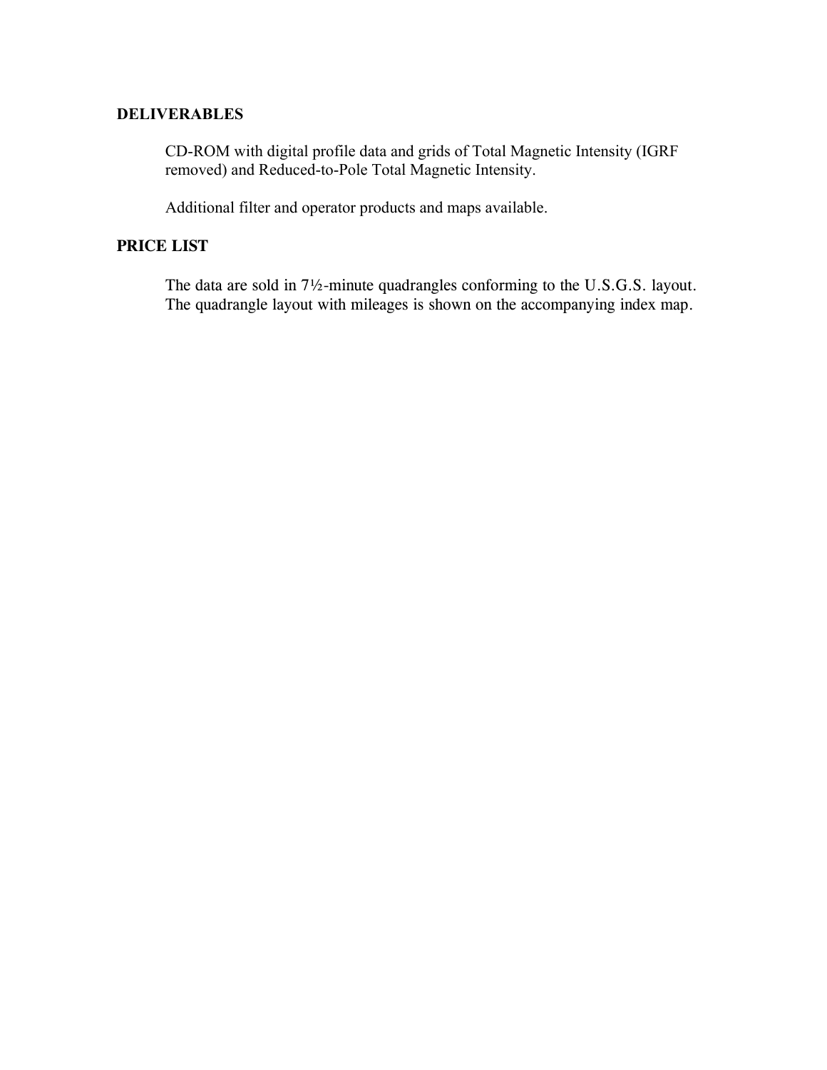## DELIVERABLES

CD-ROM with digital profile data and grids of Total Magnetic Intensity (IGRF removed) and Reduced-to-Pole Total Magnetic Intensity.

Additional filter and operator products and maps available.

## PRICE LIST

The data are sold in 7½-minute quadrangles conforming to the U.S.G.S. layout. The quadrangle layout with mileages is shown on the accompanying index map.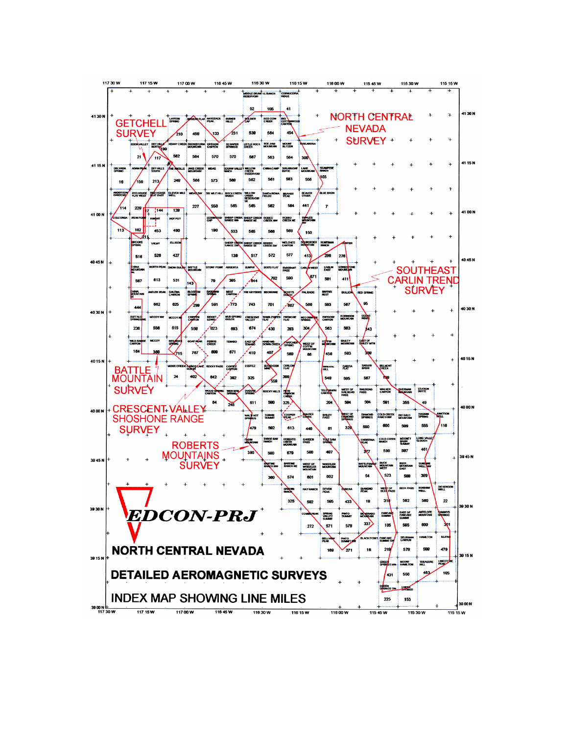NORTH CENTRAL NEVADA

DETAILED AEROMAGNETIC SURVEYS

INDEX MAP SHOWING LINE MILES

EDCON-PRJ

GETCHELL SURVEY

NORTH CENTRAL NEVADA SURVEY

SOUTHEAST CARLIN TREND SURVEY

BATTLE MOUNTAIN SURVEY

CRESCENT VALLEY SHOSHONE RANGE SURVEY

ROBERTS MOUNTAINS SURVEY

117 30 W
117 15 W
117 00 W
116 45 W
116 30 W
116 15 W
116 00 W
115 45 W
115 30 W
115 15 W

41 30 N
41 15 N
41 00 N
40 45 N
40 30 N
40 15 N
40 00 N
39 45 N
39 30 N
39 15 N
39 00 N